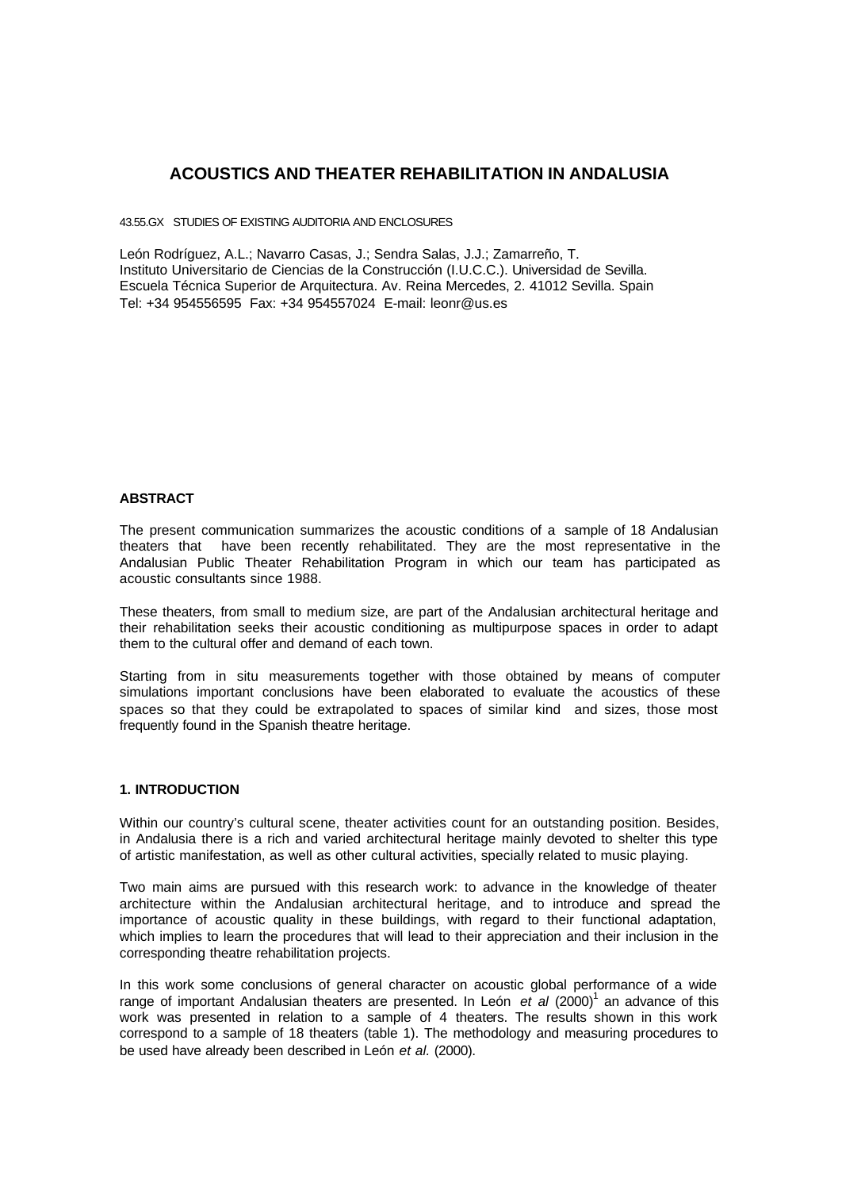# ACOUSTICS AND THEATER REHABILITATION IN ANDALUSIA

43.55.GX STUDIES OF EXISTING AUDITORIA AND ENCLOSURES

León Rodríguez, A.L.; Navarro Casas, J.; Sendra Salas, J.J.; Zamarreño, T.
Instituto Universitario de Ciencias de la Construcción (I.U.C.C.). Universidad de Sevilla.
Escuela Técnica Superior de Arquitectura. Av. Reina Mercedes, 2. 41012 Sevilla. Spain
Tel: +34 954556595 Fax: +34 954557024 E-mail: leonr@us.es

### ABSTRACT

The present communication summarizes the acoustic conditions of a sample of 18 Andalusian theaters that have been recently rehabilitated. They are the most representative in the Andalusian Public Theater Rehabilitation Program in which our team has participated as acoustic consultants since 1988.

These theaters, from small to medium size, are part of the Andalusian architectural heritage and their rehabilitation seeks their acoustic conditioning as multipurpose spaces in order to adapt them to the cultural offer and demand of each town.

Starting from in situ measurements together with those obtained by means of computer simulations important conclusions have been elaborated to evaluate the acoustics of these spaces so that they could be extrapolated to spaces of similar kind and sizes, those most frequently found in the Spanish theatre heritage.

### 1. INTRODUCTION

Within our country's cultural scene, theater activities count for an outstanding position. Besides, in Andalusia there is a rich and varied architectural heritage mainly devoted to shelter this type of artistic manifestation, as well as other cultural activities, specially related to music playing.

Two main aims are pursued with this research work: to advance in the knowledge of theater architecture within the Andalusian architectural heritage, and to introduce and spread the importance of acoustic quality in these buildings, with regard to their functional adaptation, which implies to learn the procedures that will lead to their appreciation and their inclusion in the corresponding theatre rehabilitation projects.

In this work some conclusions of general character on acoustic global performance of a wide range of important Andalusian theaters are presented. In León *et al* (2000)[1] an advance of this work was presented in relation to a sample of 4 theaters. The results shown in this work correspond to a sample of 18 theaters (table 1). The methodology and measuring procedures to be used have already been described in León *et al.* (2000).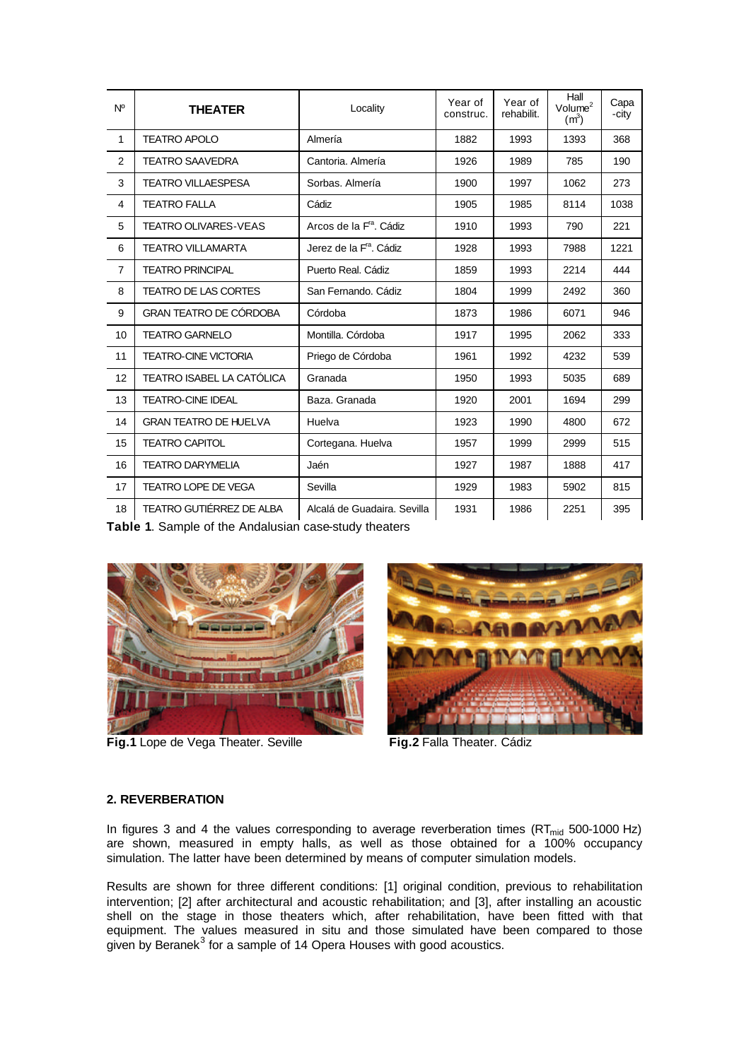| Nº | THEATER | Locality | Year of construc. | Year of rehabilit. | Hall Volume[2] ($m^3$) | Capa-city |
|---|---|---|---|---|---|---|
| 1 | TEATRO APOLO | Almería | 1882 | 1993 | 1393 | 368 |
| 2 | TEATRO SAAVEDRA | Cantoria. Almería | 1926 | 1989 | 785 | 190 |
| 3 | TEATRO VILLAESPESA | Sorbas. Almería | 1900 | 1997 | 1062 | 273 |
| 4 | TEATRO FALLA | Cádiz | 1905 | 1985 | 8114 | 1038 |
| 5 | TEATRO OLIVARES-VEAS | Arcos de la F$^{ra}$. Cádiz | 1910 | 1993 | 790 | 221 |
| 6 | TEATRO VILLAMARTA | Jerez de la F$^{ra}$. Cádiz | 1928 | 1993 | 7988 | 1221 |
| 7 | TEATRO PRINCIPAL | Puerto Real. Cádiz | 1859 | 1993 | 2214 | 444 |
| 8 | TEATRO DE LAS CORTES | San Fernando. Cádiz | 1804 | 1999 | 2492 | 360 |
| 9 | GRAN TEATRO DE CÓRDOBA | Córdoba | 1873 | 1986 | 6071 | 946 |
| 10 | TEATRO GARNELO | Montilla. Córdoba | 1917 | 1995 | 2062 | 333 |
| 11 | TEATRO-CINE VICTORIA | Priego de Córdoba | 1961 | 1992 | 4232 | 539 |
| 12 | TEATRO ISABEL LA CATÓLICA | Granada | 1950 | 1993 | 5035 | 689 |
| 13 | TEATRO-CINE IDEAL | Baza. Granada | 1920 | 2001 | 1694 | 299 |
| 14 | GRAN TEATRO DE HUELVA | Huelva | 1923 | 1990 | 4800 | 672 |
| 15 | TEATRO CAPITOL | Cortegana. Huelva | 1957 | 1999 | 2999 | 515 |
| 16 | TEATRO DARYMELIA | Jaén | 1927 | 1987 | 1888 | 417 |
| 17 | TEATRO LOPE DE VEGA | Sevilla | 1929 | 1983 | 5902 | 815 |
| 18 | TEATRO GUTIÉRREZ DE ALBA | Alcalá de Guadaira. Sevilla | 1931 | 1986 | 2251 | 395 |

**Table 1**. Sample of the Andalusian case-study theaters

**Fig.1** Lope de Vega Theater. Seville

**Fig.2** Falla Theater. Cádiz

## 2. REVERBERATION

In figures 3 and 4 the values corresponding to average reverberation times ($RT_{mid}$ 500-1000 Hz) are shown, measured in empty halls, as well as those obtained for a 100% occupancy simulation. The latter have been determined by means of computer simulation models.

Results are shown for three different conditions: [1] original condition, previous to rehabilitation intervention; [2] after architectural and acoustic rehabilitation; and [3], after installing an acoustic shell on the stage in those theaters which, after rehabilitation, have been fitted with that equipment. The values measured in situ and those simulated have been compared to those given by Beranek[3] for a sample of 14 Opera Houses with good acoustics.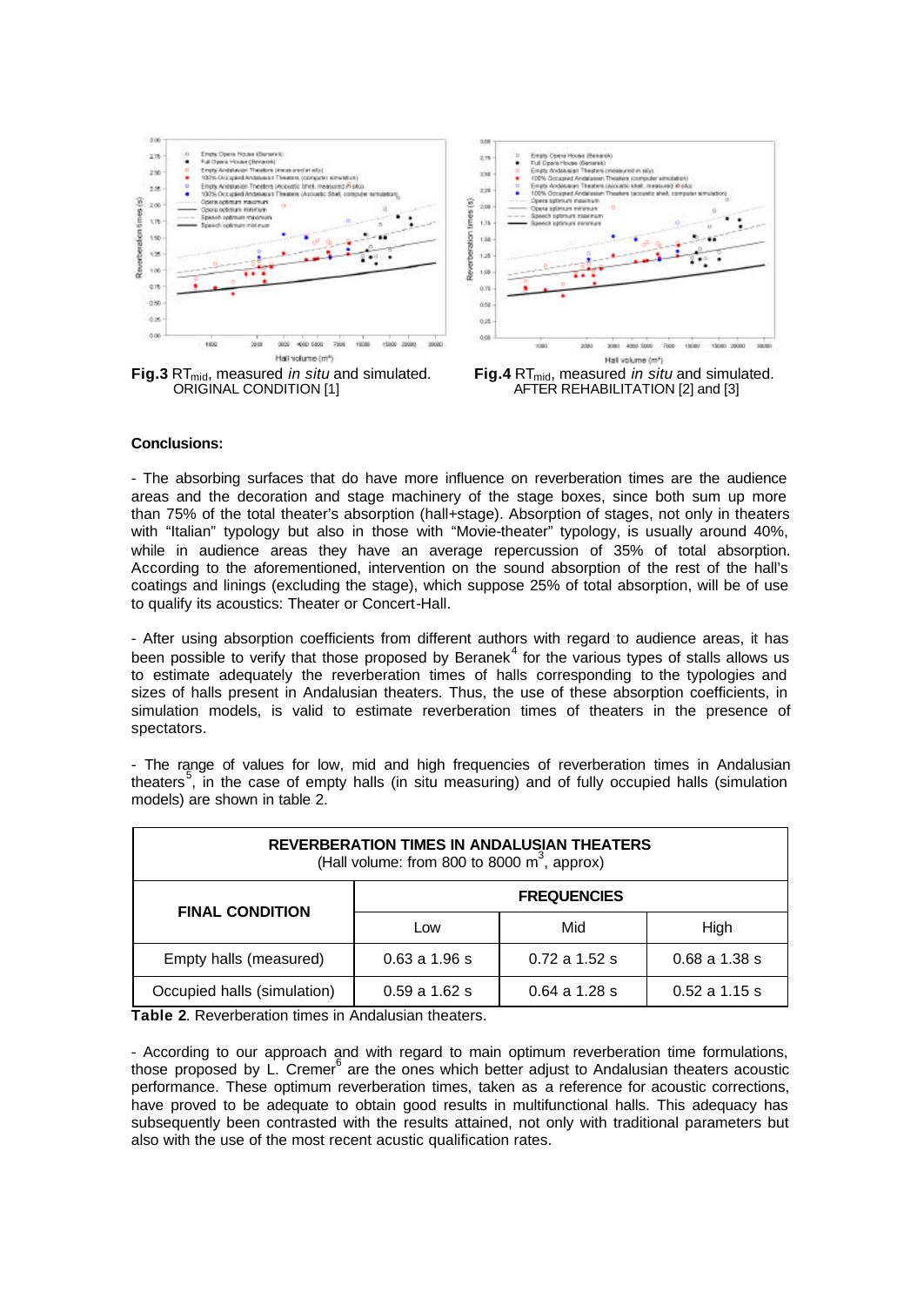**Fig.3** $RT_{mid}$, measured *in situ* and simulated. ORIGINAL CONDITION [1]

**Fig.4** $RT_{mid}$, measured *in situ* and simulated. AFTER REHABILITATION [2] and [3]

**Conclusions:**

- The absorbing surfaces that do have more influence on reverberation times are the audience areas and the decoration and stage machinery of the stage boxes, since both sum up more than 75% of the total theater's absorption (hall+stage). Absorption of stages, not only in theaters with "Italian" typology but also in those with "Movie-theater" typology, is usually around 40%, while in audience areas they have an average repercussion of 35% of total absorption. According to the aforementioned, intervention on the sound absorption of the rest of the hall's coatings and linings (excluding the stage), which suppose 25% of total absorption, will be of use to qualify its acoustics: Theater or Concert-Hall.

- After using absorption coefficients from different authors with regard to audience areas, it has been possible to verify that those proposed by Beranek[4] for the various types of stalls allows us to estimate adequately the reverberation times of halls corresponding to the typologies and sizes of halls present in Andalusian theaters. Thus, the use of these absorption coefficients, in simulation models, is valid to estimate reverberation times of theaters in the presence of spectators.

- The range of values for low, mid and high frequencies of reverberation times in Andalusian theaters[5], in the case of empty halls (in situ measuring) and of fully occupied halls (simulation models) are shown in table 2.

| **REVERBERATION TIMES IN ANDALUSIAN THEATERS** (Hall volume: from 800 to 8000 $m^3$, approx) | | | |
|---|---|---|---|
| **FINAL CONDITION** | **FREQUENCIES** | | |
| | Low | Mid | High |
| Empty halls (measured) | 0.63 a 1.96 s | 0.72 a 1.52 s | 0.68 a 1.38 s |
| Occupied halls (simulation) | 0.59 a 1.62 s | 0.64 a 1.28 s | 0.52 a 1.15 s |

**Table 2**. Reverberation times in Andalusian theaters.

- According to our approach and with regard to main optimum reverberation time formulations, those proposed by L. Cremer[6] are the ones which better adjust to Andalusian theaters acoustic performance. These optimum reverberation times, taken as a reference for acoustic corrections, have proved to be adequate to obtain good results in multifunctional halls. This adequacy has subsequently been contrasted with the results attained, not only with traditional parameters but also with the use of the most recent acustic qualification rates.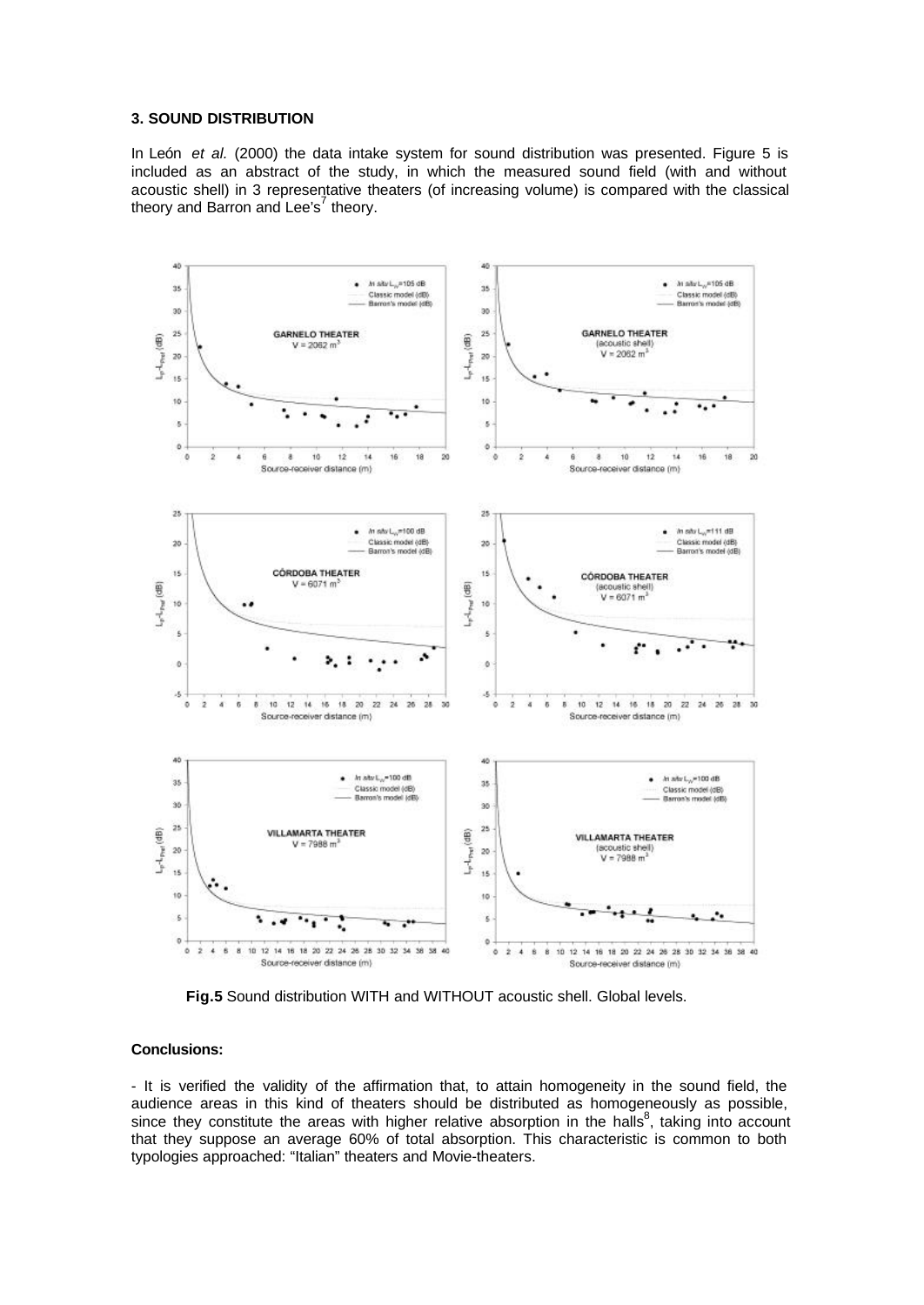### 3. SOUND DISTRIBUTION

In León *et al.* (2000) the data intake system for sound distribution was presented. Figure 5 is included as an abstract of the study, in which the measured sound field (with and without acoustic shell) in 3 representative theaters (of increasing volume) is compared with the classical theory and Barron and Lee's[7] theory.

**Fig.5** Sound distribution WITH and WITHOUT acoustic shell. Global levels.

**Conclusions:**

- It is verified the validity of the affirmation that, to attain homogeneity in the sound field, the audience areas in this kind of theaters should be distributed as homogeneously as possible, since they constitute the areas with higher relative absorption in the halls[8], taking into account that they suppose an average 60% of total absorption. This characteristic is common to both typologies approached: "Italian" theaters and Movie-theaters.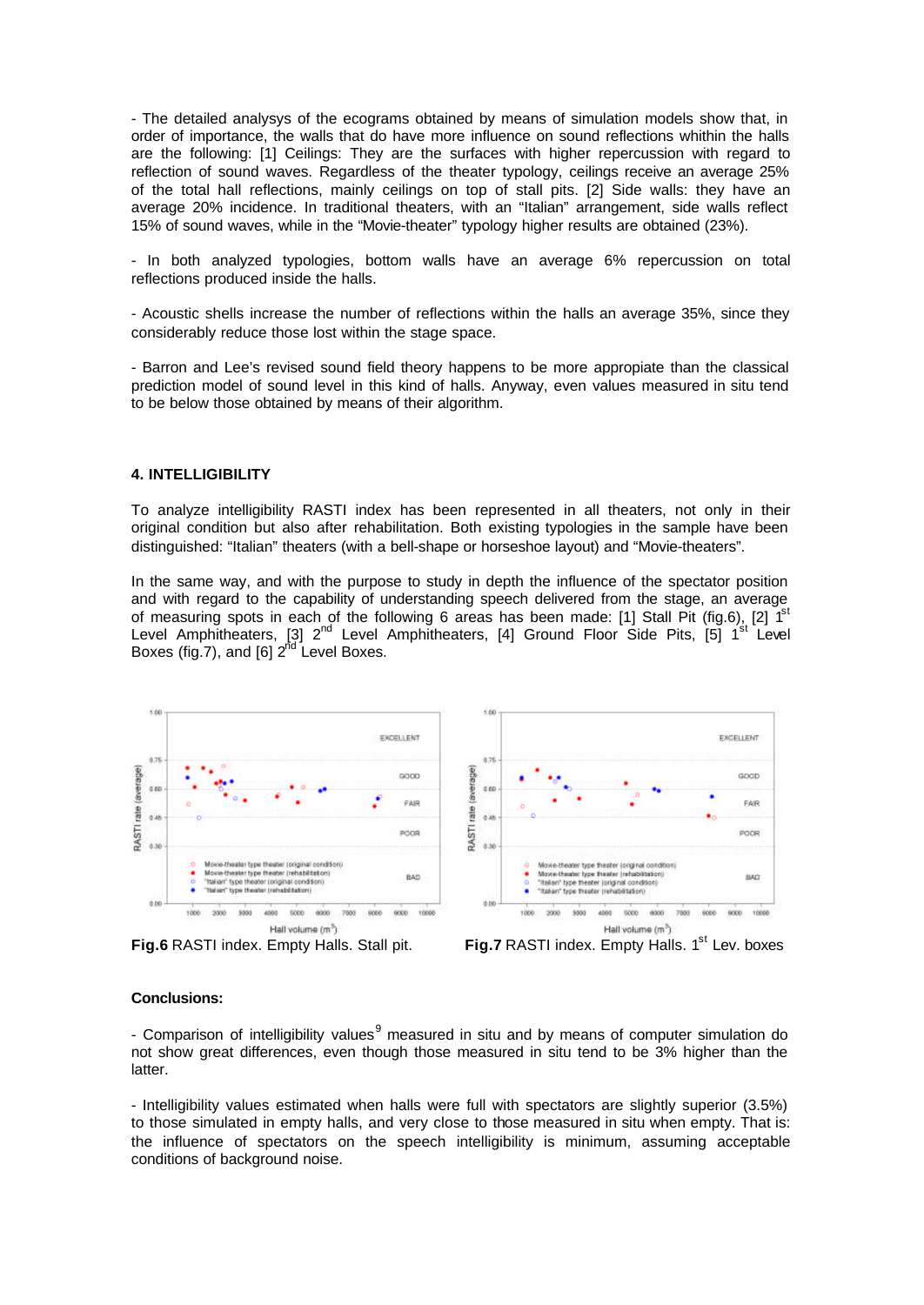- The detailed analysys of the ecograms obtained by means of simulation models show that, in order of importance, the walls that do have more influence on sound reflections whithin the halls are the following: [1] Ceilings: They are the surfaces with higher repercussion with regard to reflection of sound waves. Regardless of the theater typology, ceilings receive an average 25% of the total hall reflections, mainly ceilings on top of stall pits. [2] Side walls: they have an average 20% incidence. In traditional theaters, with an “Italian” arrangement, side walls reflect 15% of sound waves, while in the “Movie-theater” typology higher results are obtained (23%).

- In both analyzed typologies, bottom walls have an average 6% repercussion on total reflections produced inside the halls.

- Acoustic shells increase the number of reflections within the halls an average 35%, since they considerably reduce those lost within the stage space.

- Barron and Lee’s revised sound field theory happens to be more appropiate than the classical prediction model of sound level in this kind of halls. Anyway, even values measured in situ tend to be below those obtained by means of their algorithm.

### 4. INTELLIGIBILITY

To analyze intelligibility RASTI index has been represented in all theaters, not only in their original condition but also after rehabilitation. Both existing typologies in the sample have been distinguished: “Italian” theaters (with a bell-shape or horseshoe layout) and “Movie-theaters”.

In the same way, and with the purpose to study in depth the influence of the spectator position and with regard to the capability of understanding speech delivered from the stage, an average of measuring spots in each of the following 6 areas has been made: [1] Stall Pit (fig.6), [2] 1st Level Amphitheaters, [3] 2nd Level Amphitheaters, [4] Ground Floor Side Pits, [5] 1st Level Boxes (fig.7), and [6] 2nd Level Boxes.

**Fig.6** RASTI index. Empty Halls. Stall pit.

**Fig.7** RASTI index. Empty Halls. 1st Lev. boxes

**Conclusions:**

- Comparison of intelligibility values[9] measured in situ and by means of computer simulation do not show great differences, even though those measured in situ tend to be 3% higher than the latter.

- Intelligibility values estimated when halls were full with spectators are slightly superior (3.5%) to those simulated in empty halls, and very close to those measured in situ when empty. That is: the influence of spectators on the speech intelligibility is minimum, assuming acceptable conditions of background noise.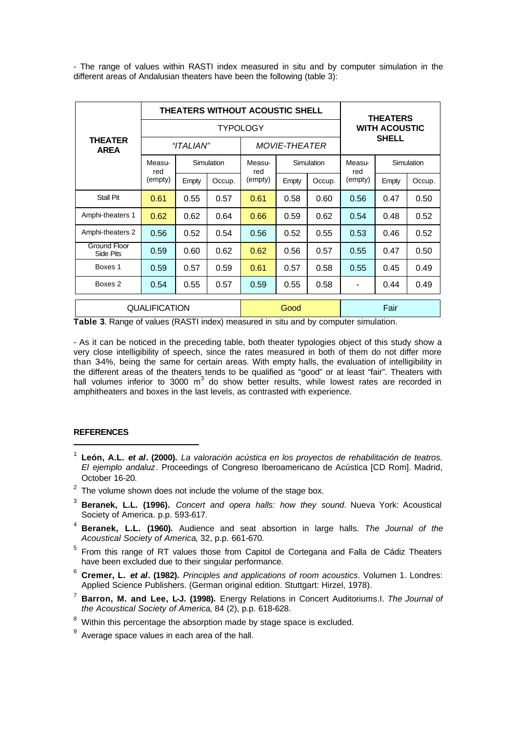- The range of values within RASTI index measured in situ and by computer simulation in the different areas of Andalusian theaters have been the following (table 3):

| THEATER AREA | THEATERS WITHOUT ACOUSTIC SHELL | | | | | | THEATERS WITH ACOUSTIC SHELL | | |
|---|---|---|---|---|---|---|---|---|---|
| | TYPOLOGY | | | | | | | | |
| | *"ITALIAN"* | | | *MOVIE-THEATER* | | | | | |
| | Measured (empty) | Simulation | | Measured (empty) | Simulation | | Measured (empty) | Simulation | |
| | | Empty | Occup. | | Empty | Occup. | | Empty | Occup. |
| Stall Pit | 0.61 | 0.55 | 0.57 | 0.61 | 0.58 | 0.60 | 0.56 | 0.47 | 0.50 |
| Amphi-theaters 1 | 0.62 | 0.62 | 0.64 | 0.66 | 0.59 | 0.62 | 0.54 | 0.48 | 0.52 |
| Amphi-theaters 2 | 0.56 | 0.52 | 0.54 | 0.56 | 0.52 | 0.55 | 0.53 | 0.46 | 0.52 |
| Ground Floor Side Pits | 0.59 | 0.60 | 0.62 | 0.62 | 0.56 | 0.57 | 0.55 | 0.47 | 0.50 |
| Boxes 1 | 0.59 | 0.57 | 0.59 | 0.61 | 0.57 | 0.58 | 0.55 | 0.45 | 0.49 |
| Boxes 2 | 0.54 | 0.55 | 0.57 | 0.59 | 0.55 | 0.58 | - | 0.44 | 0.49 |
| QUALIFICATION | | | | Good | | | Fair | | |

**Table 3**. Range of values (RASTI index) measured in situ and by computer simulation.

- As it can be noticed in the preceding table, both theater typologies object of this study show a very close intelligibility of speech, since the rates measured in both of them do not differ more than 3-4%, being the same for certain areas. With empty halls, the evaluation of intelligibility in the different areas of the theaters tends to be qualified as "good" or at least "fair". Theaters with hall volumes inferior to 3000 $m^3$ do show better results, while lowest rates are recorded in amphitheaters and boxes in the last levels, as contrasted with experience.

### REFERENCES

[1] **León, A.L. *et al*. (2000).** *La valoración acústica en los proyectos de rehabilitación de teatros. El ejemplo andaluz*. Proceedings of Congreso Iberoamericano de Acústica [CD Rom]. Madrid, October 16-20.

[2] The volume shown does not include the volume of the stage box.

[3] **Beranek, L.L. (1996).** *Concert and opera halls: how they sound*. Nueva York: Acoustical Society of America. p.p. 593-617.

[4] **Beranek, L.L. (1960).** Audience and seat absortion in large halls. *The Journal of the Acoustical Society of America*, 32, p.p. 661-670.

[5] From this range of RT values those from Capitol de Cortegana and Falla de Cádiz Theaters have been excluded due to their singular performance.

[6] **Cremer, L. *et al*. (1982).** *Principles and applications of room acoustics*. Volumen 1. Londres: Applied Science Publishers. (German original edition. Stuttgart: Hirzel, 1978).

[7] **Barron, M. and Lee, L-J. (1998).** Energy Relations in Concert Auditoriums.I. *The Journal of the Acoustical Society of America*, 84 (2), p.p. 618-628.

[8] Within this percentage the absorption made by stage space is excluded.

[9] Average space values in each area of the hall.